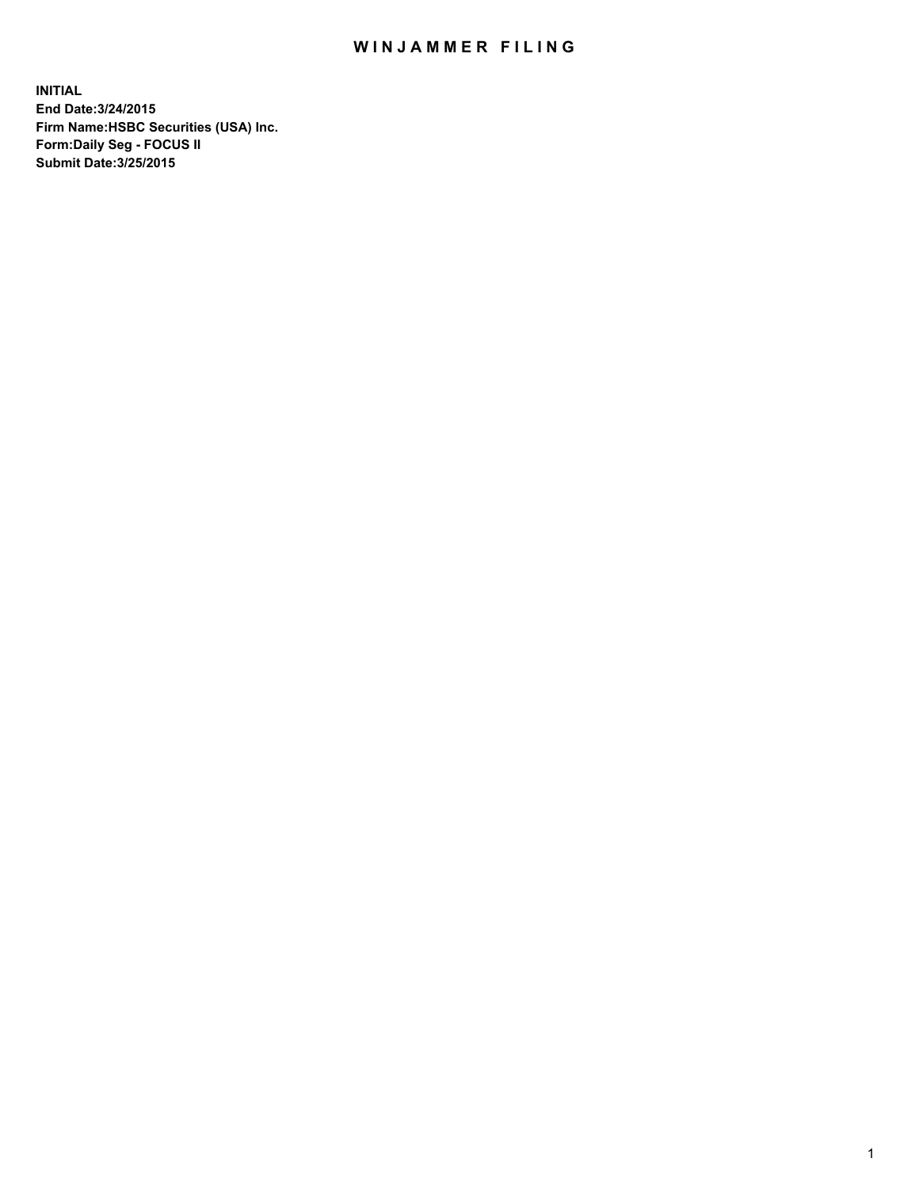# WINJAMMER FILING

**INITIAL**
**End Date:3/24/2015**
**Firm Name:HSBC Securities (USA) Inc.**
**Form:Daily Seg - FOCUS II**
**Submit Date:3/25/2015**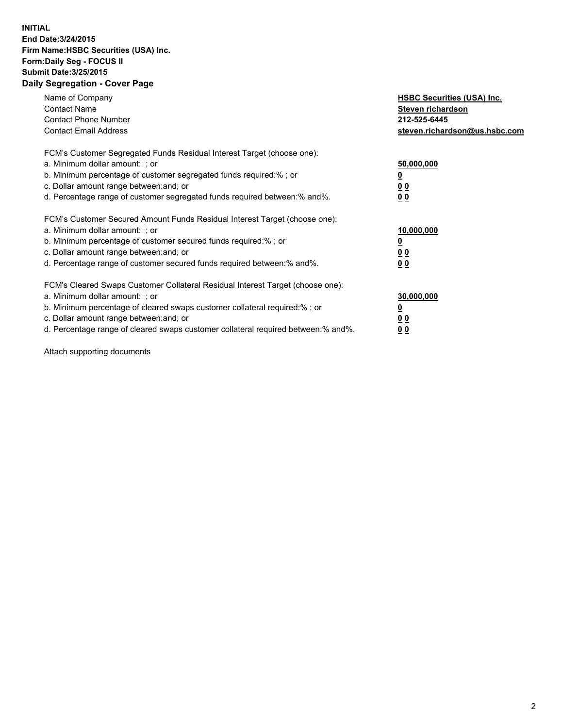**INITIAL**
**End Date:3/24/2015**
**Firm Name:HSBC Securities (USA) Inc.**
**Form:Daily Seg - FOCUS II**
**Submit Date:3/25/2015**

## Daily Segregation - Cover Page

| | |
|---|---|
| Name of Company | **HSBC Securities (USA) Inc.** |
| Contact Name | **Steven richardson** |
| Contact Phone Number | **212-525-6445** |
| Contact Email Address | **steven.richardson@us.hsbc.com** |

| | |
|---|---|
| FCM's Customer Segregated Funds Residual Interest Target (choose one): | |
| a. Minimum dollar amount: ; or | **50,000,000** |
| b. Minimum percentage of customer segregated funds required:% ; or | **0** |
| c. Dollar amount range between:and; or | **0 0** |
| d. Percentage range of customer segregated funds required between:% and%. | **0 0** |

| | |
|---|---|
| FCM's Customer Secured Amount Funds Residual Interest Target (choose one): | |
| a. Minimum dollar amount: ; or | **10,000,000** |
| b. Minimum percentage of customer secured funds required:% ; or | **0** |
| c. Dollar amount range between:and; or | **0 0** |
| d. Percentage range of customer secured funds required between:% and%. | **0 0** |

| | |
|---|---|
| FCM's Cleared Swaps Customer Collateral Residual Interest Target (choose one): | |
| a. Minimum dollar amount: ; or | **30,000,000** |
| b. Minimum percentage of cleared swaps customer collateral required:% ; or | **0** |
| c. Dollar amount range between:and; or | **0 0** |
| d. Percentage range of cleared swaps customer collateral required between:% and%. | **0 0** |

Attach supporting documents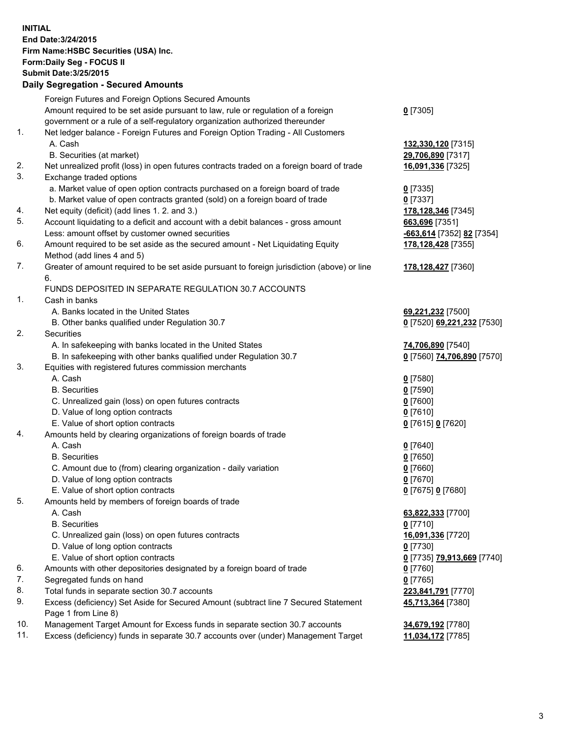**INITIAL**
**End Date:3/24/2015**
**Firm Name:HSBC Securities (USA) Inc.**
**Form:Daily Seg - FOCUS II**
**Submit Date:3/25/2015**

## Daily Segregation - Secured Amounts

| | | |
|---|---|---|
| | Foreign Futures and Foreign Options Secured Amounts | |
| | Amount required to be set aside pursuant to law, rule or regulation of a foreign government or a rule of a self-regulatory organization authorized thereunder | **0** [7305] |
| 1. | Net ledger balance - Foreign Futures and Foreign Option Trading - All Customers | |
| | A. Cash | **132,330,120** [7315] |
| | B. Securities (at market) | **29,706,890** [7317] |
| 2. | Net unrealized profit (loss) in open futures contracts traded on a foreign board of trade | **16,091,336** [7325] |
| 3. | Exchange traded options | |
| | a. Market value of open option contracts purchased on a foreign board of trade | **0** [7335] |
| | b. Market value of open contracts granted (sold) on a foreign board of trade | **0** [7337] |
| 4. | Net equity (deficit) (add lines 1. 2. and 3.) | **178,128,346** [7345] |
| 5. | Account liquidating to a deficit and account with a debit balances - gross amount | **663,696** [7351] |
| | Less: amount offset by customer owned securities | **-663,614** [7352] **82** [7354] |
| 6. | Amount required to be set aside as the secured amount - Net Liquidating Equity Method (add lines 4 and 5) | **178,128,428** [7355] |
| 7. | Greater of amount required to be set aside pursuant to foreign jurisdiction (above) or line 6. | **178,128,427** [7360] |
| | FUNDS DEPOSITED IN SEPARATE REGULATION 30.7 ACCOUNTS | |
| 1. | Cash in banks | |
| | A. Banks located in the United States | **69,221,232** [7500] |
| | B. Other banks qualified under Regulation 30.7 | **0** [7520] **69,221,232** [7530] |
| 2. | Securities | |
| | A. In safekeeping with banks located in the United States | **74,706,890** [7540] |
| | B. In safekeeping with other banks qualified under Regulation 30.7 | **0** [7560] **74,706,890** [7570] |
| 3. | Equities with registered futures commission merchants | |
| | A. Cash | **0** [7580] |
| | B. Securities | **0** [7590] |
| | C. Unrealized gain (loss) on open futures contracts | **0** [7600] |
| | D. Value of long option contracts | **0** [7610] |
| | E. Value of short option contracts | **0** [7615] **0** [7620] |
| 4. | Amounts held by clearing organizations of foreign boards of trade | |
| | A. Cash | **0** [7640] |
| | B. Securities | **0** [7650] |
| | C. Amount due to (from) clearing organization - daily variation | **0** [7660] |
| | D. Value of long option contracts | **0** [7670] |
| | E. Value of short option contracts | **0** [7675] **0** [7680] |
| 5. | Amounts held by members of foreign boards of trade | |
| | A. Cash | **63,822,333** [7700] |
| | B. Securities | **0** [7710] |
| | C. Unrealized gain (loss) on open futures contracts | **16,091,336** [7720] |
| | D. Value of long option contracts | **0** [7730] |
| | E. Value of short option contracts | **0** [7735] **79,913,669** [7740] |
| 6. | Amounts with other depositories designated by a foreign board of trade | **0** [7760] |
| 7. | Segregated funds on hand | **0** [7765] |
| 8. | Total funds in separate section 30.7 accounts | **223,841,791** [7770] |
| 9. | Excess (deficiency) Set Aside for Secured Amount (subtract line 7 Secured Statement Page 1 from Line 8) | **45,713,364** [7380] |
| 10. | Management Target Amount for Excess funds in separate section 30.7 accounts | **34,679,192** [7780] |
| 11. | Excess (deficiency) funds in separate 30.7 accounts over (under) Management Target | **11,034,172** [7785] |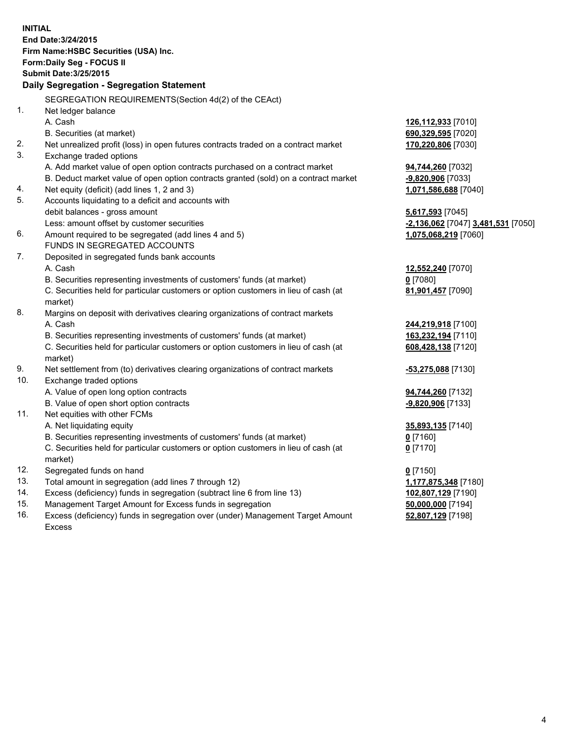**INITIAL**
**End Date:3/24/2015**
**Firm Name:HSBC Securities (USA) Inc.**
**Form:Daily Seg - FOCUS II**
**Submit Date:3/25/2015**

## Daily Segregation - Segregation Statement

SEGREGATION REQUIREMENTS(Section 4d(2) of the CEAct)

| | | |
|---|---|---|
| 1. | Net ledger balance | |
| | A. Cash | **126,112,933** [7010] |
| | B. Securities (at market) | **690,329,595** [7020] |
| 2. | Net unrealized profit (loss) in open futures contracts traded on a contract market | **170,220,806** [7030] |
| 3. | Exchange traded options | |
| | A. Add market value of open option contracts purchased on a contract market | **94,744,260** [7032] |
| | B. Deduct market value of open option contracts granted (sold) on a contract market | **-9,820,906** [7033] |
| 4. | Net equity (deficit) (add lines 1, 2 and 3) | **1,071,586,688** [7040] |
| 5. | Accounts liquidating to a deficit and accounts with debit balances - gross amount | **5,617,593** [7045] |
| | Less: amount offset by customer securities | **-2,136,062** [7047] **3,481,531** [7050] |
| 6. | Amount required to be segregated (add lines 4 and 5) | **1,075,068,219** [7060] |
| | FUNDS IN SEGREGATED ACCOUNTS | |
| 7. | Deposited in segregated funds bank accounts | |
| | A. Cash | **12,552,240** [7070] |
| | B. Securities representing investments of customers' funds (at market) | **0** [7080] |
| | C. Securities held for particular customers or option customers in lieu of cash (at market) | **81,901,457** [7090] |
| 8. | Margins on deposit with derivatives clearing organizations of contract markets | |
| | A. Cash | **244,219,918** [7100] |
| | B. Securities representing investments of customers' funds (at market) | **163,232,194** [7110] |
| | C. Securities held for particular customers or option customers in lieu of cash (at market) | **608,428,138** [7120] |
| 9. | Net settlement from (to) derivatives clearing organizations of contract markets | **-53,275,088** [7130] |
| 10. | Exchange traded options | |
| | A. Value of open long option contracts | **94,744,260** [7132] |
| | B. Value of open short option contracts | **-9,820,906** [7133] |
| 11. | Net equities with other FCMs | |
| | A. Net liquidating equity | **35,893,135** [7140] |
| | B. Securities representing investments of customers' funds (at market) | **0** [7160] |
| | C. Securities held for particular customers or option customers in lieu of cash (at market) | **0** [7170] |
| 12. | Segregated funds on hand | **0** [7150] |
| 13. | Total amount in segregation (add lines 7 through 12) | **1,177,875,348** [7180] |
| 14. | Excess (deficiency) funds in segregation (subtract line 6 from line 13) | **102,807,129** [7190] |
| 15. | Management Target Amount for Excess funds in segregation | **50,000,000** [7194] |
| 16. | Excess (deficiency) funds in segregation over (under) Management Target Amount Excess | **52,807,129** [7198] |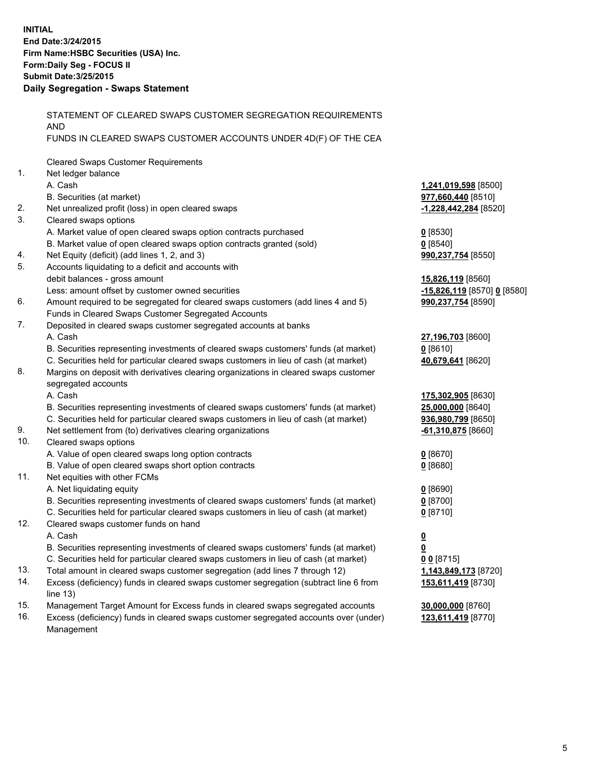**INITIAL**
**End Date:3/24/2015**
**Firm Name:HSBC Securities (USA) Inc.**
**Form:Daily Seg - FOCUS II**
**Submit Date:3/25/2015**
**Daily Segregation - Swaps Statement**

STATEMENT OF CLEARED SWAPS CUSTOMER SEGREGATION REQUIREMENTS AND FUNDS IN CLEARED SWAPS CUSTOMER ACCOUNTS UNDER 4D(F) OF THE CEA

| | | |
|---|---|---|
| | Cleared Swaps Customer Requirements | |
| 1. | Net ledger balance | |
| | A. Cash | 1,241,019,598 [8500] |
| | B. Securities (at market) | 977,660,440 [8510] |
| 2. | Net unrealized profit (loss) in open cleared swaps | -1,228,442,284 [8520] |
| 3. | Cleared swaps options | |
| | A. Market value of open cleared swaps option contracts purchased | 0 [8530] |
| | B. Market value of open cleared swaps option contracts granted (sold) | 0 [8540] |
| 4. | Net Equity (deficit) (add lines 1, 2, and 3) | 990,237,754 [8550] |
| 5. | Accounts liquidating to a deficit and accounts with debit balances - gross amount | 15,826,119 [8560] |
| | Less: amount offset by customer owned securities | -15,826,119 [8570] 0 [8580] |
| 6. | Amount required to be segregated for cleared swaps customers (add lines 4 and 5) | 990,237,754 [8590] |
| | Funds in Cleared Swaps Customer Segregated Accounts | |
| 7. | Deposited in cleared swaps customer segregated accounts at banks | |
| | A. Cash | 27,196,703 [8600] |
| | B. Securities representing investments of cleared swaps customers' funds (at market) | 0 [8610] |
| | C. Securities held for particular cleared swaps customers in lieu of cash (at market) | 40,679,641 [8620] |
| 8. | Margins on deposit with derivatives clearing organizations in cleared swaps customer segregated accounts | |
| | A. Cash | 175,302,905 [8630] |
| | B. Securities representing investments of cleared swaps customers' funds (at market) | 25,000,000 [8640] |
| | C. Securities held for particular cleared swaps customers in lieu of cash (at market) | 936,980,799 [8650] |
| 9. | Net settlement from (to) derivatives clearing organizations | -61,310,875 [8660] |
| 10. | Cleared swaps options | |
| | A. Value of open cleared swaps long option contracts | 0 [8670] |
| | B. Value of open cleared swaps short option contracts | 0 [8680] |
| 11. | Net equities with other FCMs | |
| | A. Net liquidating equity | 0 [8690] |
| | B. Securities representing investments of cleared swaps customers' funds (at market) | 0 [8700] |
| | C. Securities held for particular cleared swaps customers in lieu of cash (at market) | 0 [8710] |
| 12. | Cleared swaps customer funds on hand | |
| | A. Cash | 0 |
| | B. Securities representing investments of cleared swaps customers' funds (at market) | 0 |
| | C. Securities held for particular cleared swaps customers in lieu of cash (at market) | 0 0 [8715] |
| 13. | Total amount in cleared swaps customer segregation (add lines 7 through 12) | 1,143,849,173 [8720] |
| 14. | Excess (deficiency) funds in cleared swaps customer segregation (subtract line 6 from line 13) | 153,611,419 [8730] |
| 15. | Management Target Amount for Excess funds in cleared swaps segregated accounts | 30,000,000 [8760] |
| 16. | Excess (deficiency) funds in cleared swaps customer segregated accounts over (under) Management | 123,611,419 [8770] |